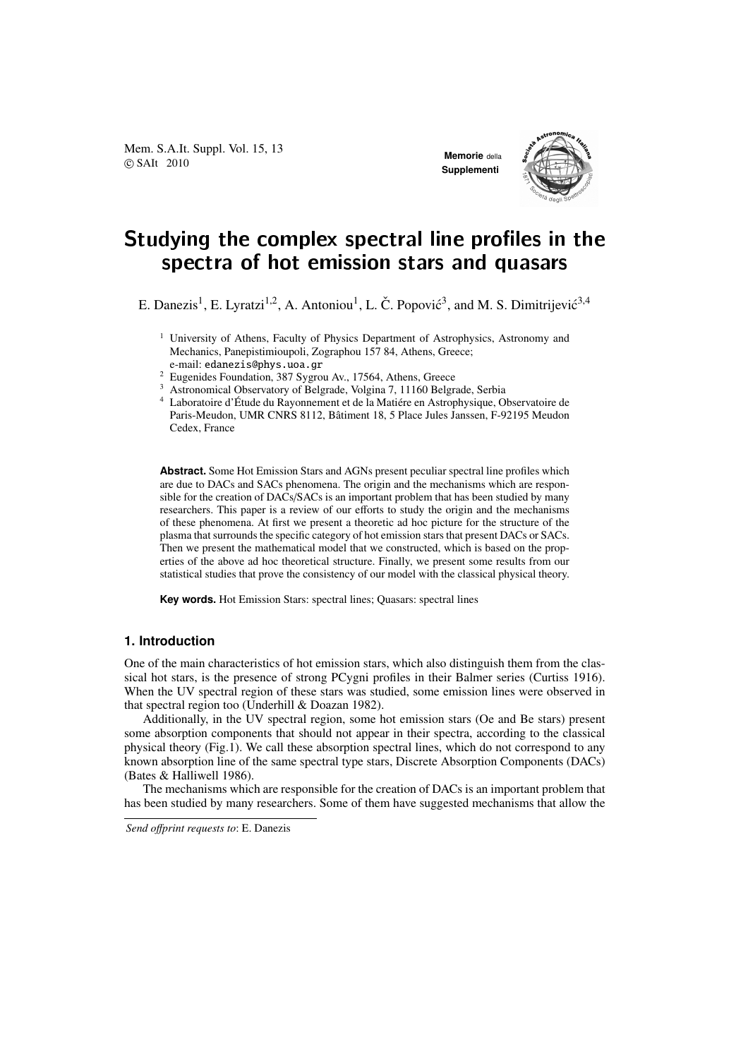# Studying the complex spectral line profiles in the spectra of hot emission stars and quasars

E. Danezis[1], E. Lyratzi[1,2], A. Antoniou[1], L. Č. Popović[3], and M. S. Dimitrijević[3,4]

[1] University of Athens, Faculty of Physics Department of Astrophysics, Astronomy and Mechanics, Panepistimioupoli, Zographou 157 84, Athens, Greece; e-mail: edanezis@phys.uoa.gr

[2] Eugenides Foundation, 387 Sygrou Av., 17564, Athens, Greece

[3] Astronomical Observatory of Belgrade, Volgina 7, 11160 Belgrade, Serbia

[4] Laboratoire d'Étude du Rayonnement et de la Matiére en Astrophysique, Observatoire de Paris-Meudon, UMR CNRS 8112, Bâtiment 18, 5 Place Jules Janssen, F-92195 Meudon Cedex, France

**Abstract.** Some Hot Emission Stars and AGNs present peculiar spectral line profiles which are due to DACs and SACs phenomena. The origin and the mechanisms which are responsible for the creation of DACs/SACs is an important problem that has been studied by many researchers. This paper is a review of our efforts to study the origin and the mechanisms of these phenomena. At first we present a theoretic ad hoc picture for the structure of the plasma that surrounds the specific category of hot emission stars that present DACs or SACs. Then we present the mathematical model that we constructed, which is based on the properties of the above ad hoc theoretical structure. Finally, we present some results from our statistical studies that prove the consistency of our model with the classical physical theory.

**Key words.** Hot Emission Stars: spectral lines; Quasars: spectral lines

## 1. Introduction

One of the main characteristics of hot emission stars, which also distinguish them from the classical hot stars, is the presence of strong PCygni profiles in their Balmer series (Curtiss 1916). When the UV spectral region of these stars was studied, some emission lines were observed in that spectral region too (Underhill & Doazan 1982).

Additionally, in the UV spectral region, some hot emission stars (Oe and Be stars) present some absorption components that should not appear in their spectra, according to the classical physical theory (Fig.1). We call these absorption spectral lines, which do not correspond to any known absorption line of the same spectral type stars, Discrete Absorption Components (DACs) (Bates & Halliwell 1986).

The mechanisms which are responsible for the creation of DACs is an important problem that has been studied by many researchers. Some of them have suggested mechanisms that allow the

*Send offprint requests to*: E. Danezis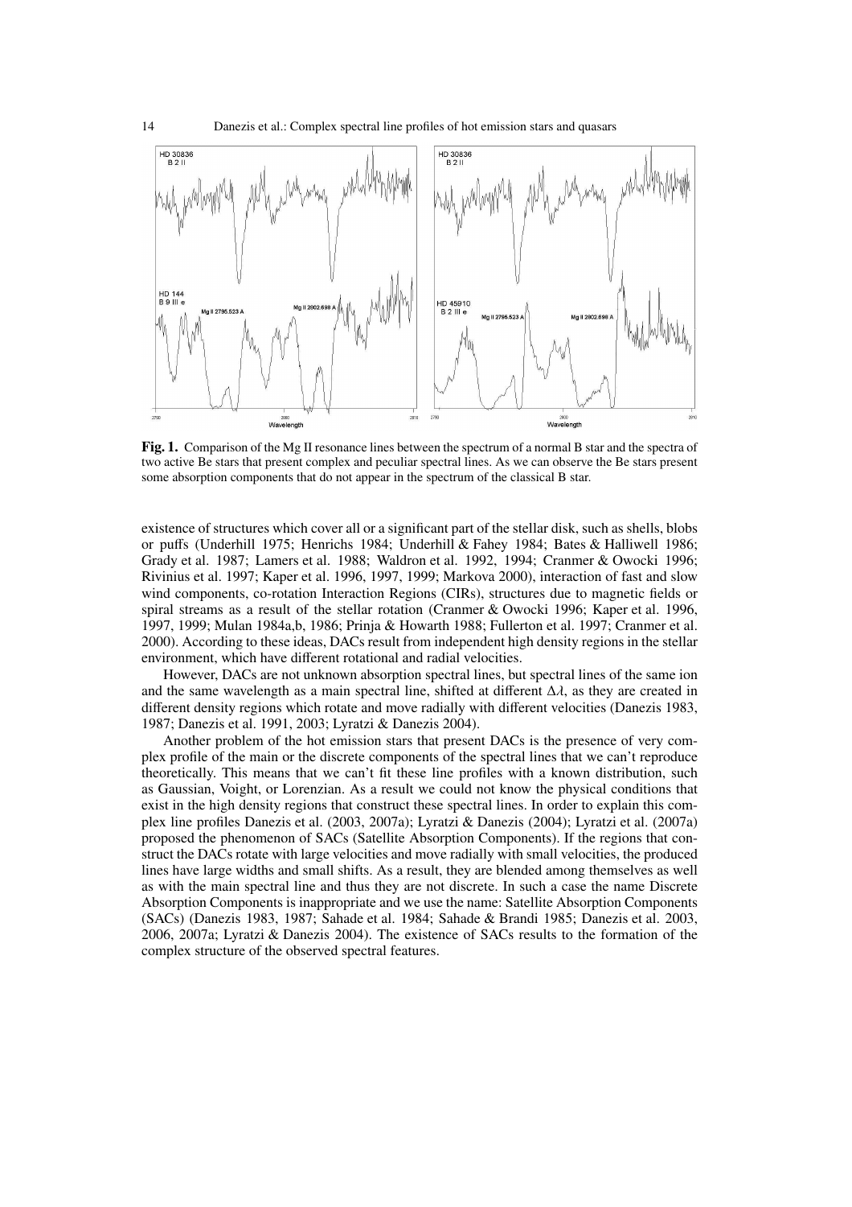**Fig. 1.** Comparison of the Mg II resonance lines between the spectrum of a normal B star and the spectra of two active Be stars that present complex and peculiar spectral lines. As we can observe the Be stars present some absorption components that do not appear in the spectrum of the classical B star.

existence of structures which cover all or a significant part of the stellar disk, such as shells, blobs or puffs (Underhill 1975; Henrichs 1984; Underhill & Fahey 1984; Bates & Halliwell 1986; Grady et al. 1987; Lamers et al. 1988; Waldron et al. 1992, 1994; Cranmer & Owocki 1996; Rivinius et al. 1997; Kaper et al. 1996, 1997, 1999; Markova 2000), interaction of fast and slow wind components, co-rotation Interaction Regions (CIRs), structures due to magnetic fields or spiral streams as a result of the stellar rotation (Cranmer & Owocki 1996; Kaper et al. 1996, 1997, 1999; Mulan 1984a,b, 1986; Prinja & Howarth 1988; Fullerton et al. 1997; Cranmer et al. 2000). According to these ideas, DACs result from independent high density regions in the stellar environment, which have different rotational and radial velocities.

However, DACs are not unknown absorption spectral lines, but spectral lines of the same ion and the same wavelength as a main spectral line, shifted at different $\Delta\lambda$, as they are created in different density regions which rotate and move radially with different velocities (Danezis 1983, 1987; Danezis et al. 1991, 2003; Lyratzi & Danezis 2004).

Another problem of the hot emission stars that present DACs is the presence of very complex profile of the main or the discrete components of the spectral lines that we can't reproduce theoretically. This means that we can't fit these line profiles with a known distribution, such as Gaussian, Voight, or Lorenzian. As a result we could not know the physical conditions that exist in the high density regions that construct these spectral lines. In order to explain this complex line profiles Danezis et al. (2003, 2007a); Lyratzi & Danezis (2004); Lyratzi et al. (2007a) proposed the phenomenon of SACs (Satellite Absorption Components). If the regions that construct the DACs rotate with large velocities and move radially with small velocities, the produced lines have large widths and small shifts. As a result, they are blended among themselves as well as with the main spectral line and thus they are not discrete. In such a case the name Discrete Absorption Components is inappropriate and we use the name: Satellite Absorption Components (SACs) (Danezis 1983, 1987; Sahade et al. 1984; Sahade & Brandi 1985; Danezis et al. 2003, 2006, 2007a; Lyratzi & Danezis 2004). The existence of SACs results to the formation of the complex structure of the observed spectral features.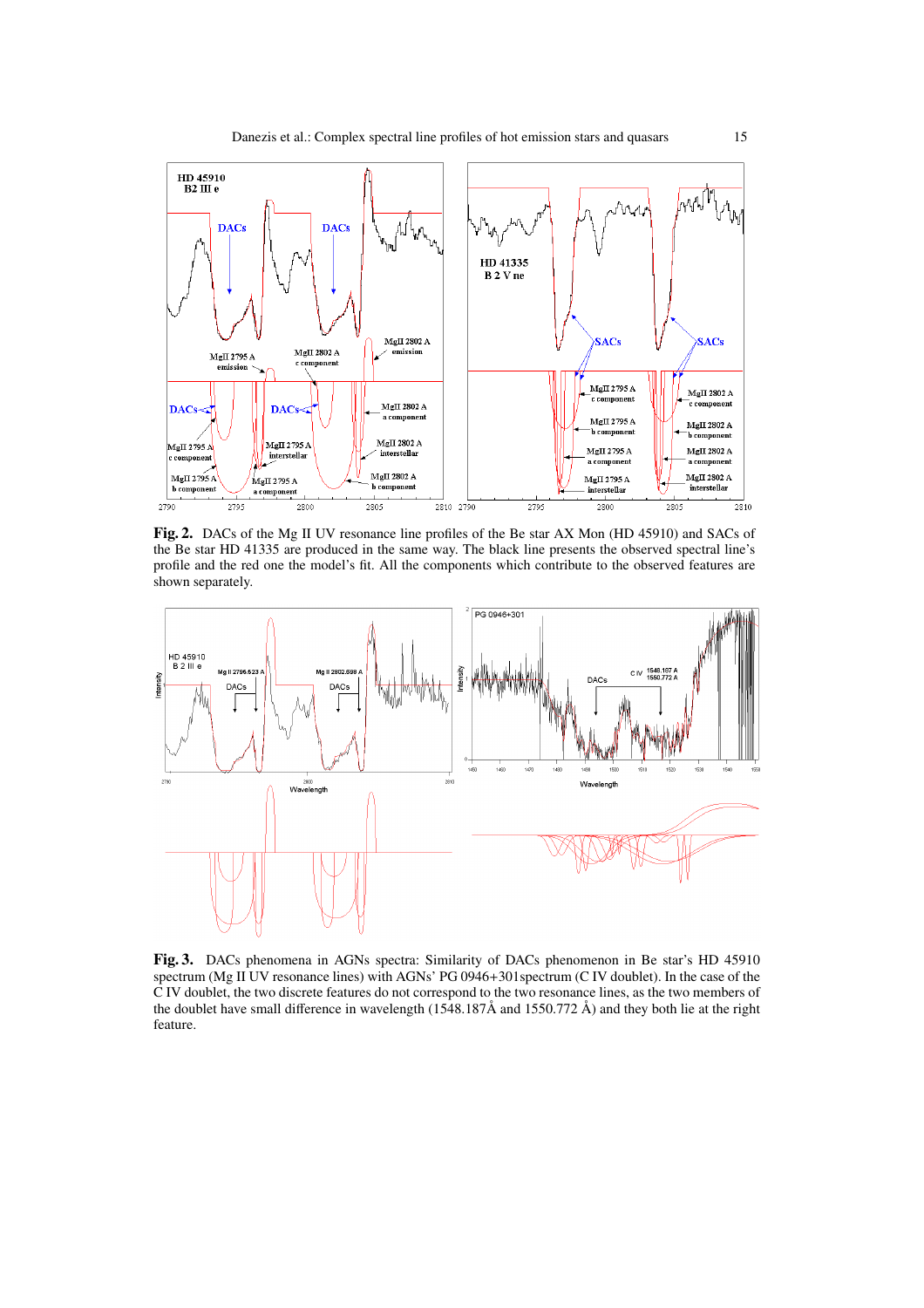**Fig. 2.** DACs of the Mg II UV resonance line profiles of the Be star AX Mon (HD 45910) and SACs of the Be star HD 41335 are produced in the same way. The black line presents the observed spectral line's profile and the red one the model's fit. All the components which contribute to the observed features are shown separately.

**Fig. 3.** DACs phenomena in AGNs spectra: Similarity of DACs phenomenon in Be star's HD 45910 spectrum (Mg II UV resonance lines) with AGNs' PG 0946+301spectrum (C IV doublet). In the case of the C IV doublet, the two discrete features do not correspond to the two resonance lines, as the two members of the doublet have small difference in wavelength (1548.187Å and 1550.772 Å) and they both lie at the right feature.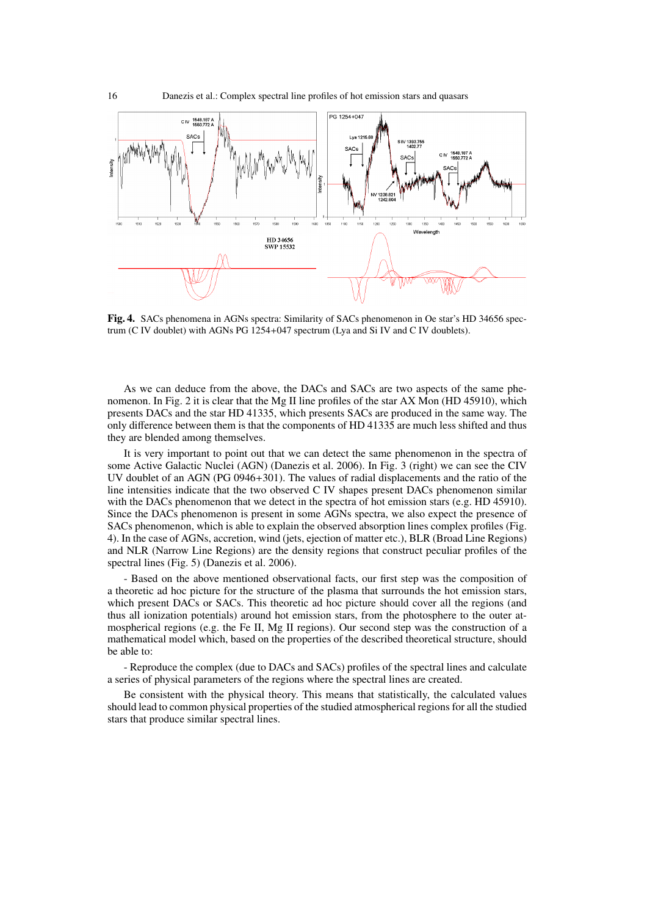**Fig. 4.** SACs phenomena in AGNs spectra: Similarity of SACs phenomenon in Oe star's HD 34656 spectrum (C IV doublet) with AGNs PG 1254+047 spectrum (Lyα and Si IV and C IV doublets).

As we can deduce from the above, the DACs and SACs are two aspects of the same phenomenon. In Fig. 2 it is clear that the Mg II line profiles of the star AX Mon (HD 45910), which presents DACs and the star HD 41335, which presents SACs are produced in the same way. The only difference between them is that the components of HD 41335 are much less shifted and thus they are blended among themselves.

It is very important to point out that we can detect the same phenomenon in the spectra of some Active Galactic Nuclei (AGN) (Danezis et al. 2006). In Fig. 3 (right) we can see the CIV UV doublet of an AGN (PG 0946+301). The values of radial displacements and the ratio of the line intensities indicate that the two observed C IV shapes present DACs phenomenon similar with the DACs phenomenon that we detect in the spectra of hot emission stars (e.g. HD 45910). Since the DACs phenomenon is present in some AGNs spectra, we also expect the presence of SACs phenomenon, which is able to explain the observed absorption lines complex profiles (Fig. 4). In the case of AGNs, accretion, wind (jets, ejection of matter etc.), BLR (Broad Line Regions) and NLR (Narrow Line Regions) are the density regions that construct peculiar profiles of the spectral lines (Fig. 5) (Danezis et al. 2006).

- Based on the above mentioned observational facts, our first step was the composition of a theoretic ad hoc picture for the structure of the plasma that surrounds the hot emission stars, which present DACs or SACs. This theoretic ad hoc picture should cover all the regions (and thus all ionization potentials) around hot emission stars, from the photosphere to the outer atmospherical regions (e.g. the Fe II, Mg II regions). Our second step was the construction of a mathematical model which, based on the properties of the described theoretical structure, should be able to:

- Reproduce the complex (due to DACs and SACs) profiles of the spectral lines and calculate a series of physical parameters of the regions where the spectral lines are created.

Be consistent with the physical theory. This means that statistically, the calculated values should lead to common physical properties of the studied atmospherical regions for all the studied stars that produce similar spectral lines.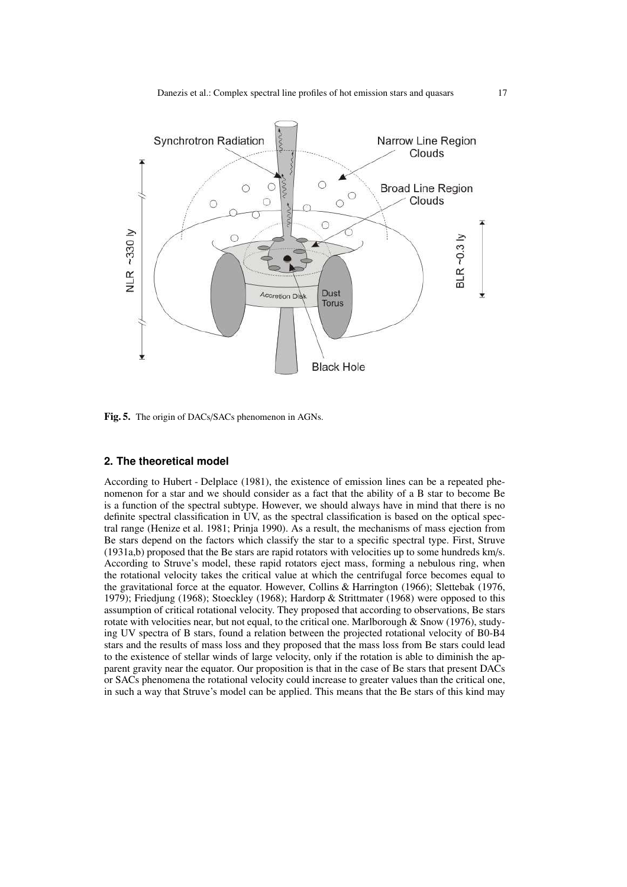Fig. 5. The origin of DACs/SACs phenomenon in AGNs.

## 2. The theoretical model

According to Hubert - Delplace (1981), the existence of emission lines can be a repeated phenomenon for a star and we should consider as a fact that the ability of a B star to become Be is a function of the spectral subtype. However, we should always have in mind that there is no definite spectral classification in UV, as the spectral classification is based on the optical spectral range (Henize et al. 1981; Prinja 1990). As a result, the mechanisms of mass ejection from Be stars depend on the factors which classify the star to a specific spectral type. First, Struve (1931a,b) proposed that the Be stars are rapid rotators with velocities up to some hundreds km/s. According to Struve's model, these rapid rotators eject mass, forming a nebulous ring, when the rotational velocity takes the critical value at which the centrifugal force becomes equal to the gravitational force at the equator. However, Collins & Harrington (1966); Slettebak (1976, 1979); Friedjung (1968); Stoeckley (1968); Hardorp & Strittmater (1968) were opposed to this assumption of critical rotational velocity. They proposed that according to observations, Be stars rotate with velocities near, but not equal, to the critical one. Marlborough & Snow (1976), studying UV spectra of B stars, found a relation between the projected rotational velocity of B0-B4 stars and the results of mass loss and they proposed that the mass loss from Be stars could lead to the existence of stellar winds of large velocity, only if the rotation is able to diminish the apparent gravity near the equator. Our proposition is that in the case of Be stars that present DACs or SACs phenomena the rotational velocity could increase to greater values than the critical one, in such a way that Struve's model can be applied. This means that the Be stars of this kind may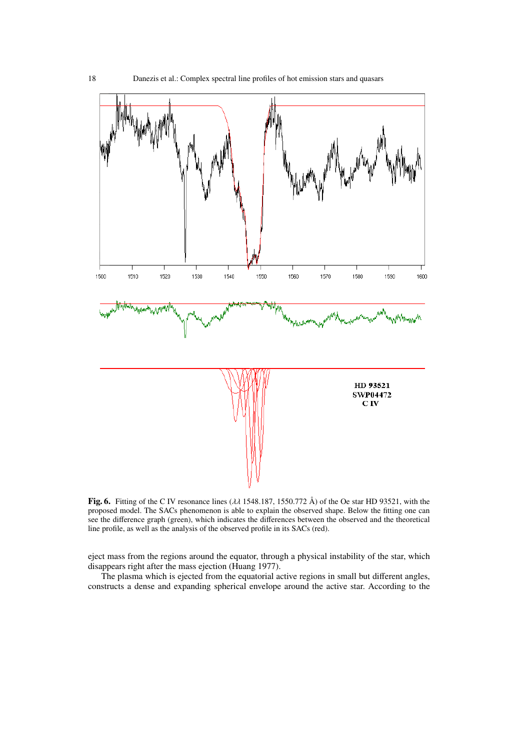**Fig. 6.** Fitting of the C IV resonance lines ($\lambda\lambda$ 1548.187, 1550.772 Å) of the Oe star HD 93521, with the proposed model. The SACs phenomenon is able to explain the observed shape. Below the fitting one can see the difference graph (green), which indicates the differences between the observed and the theoretical line profile, as well as the analysis of the observed profile in its SACs (red).

eject mass from the regions around the equator, through a physical instability of the star, which disappears right after the mass ejection (Huang 1977).

The plasma which is ejected from the equatorial active regions in small but different angles, constructs a dense and expanding spherical envelope around the active star. According to the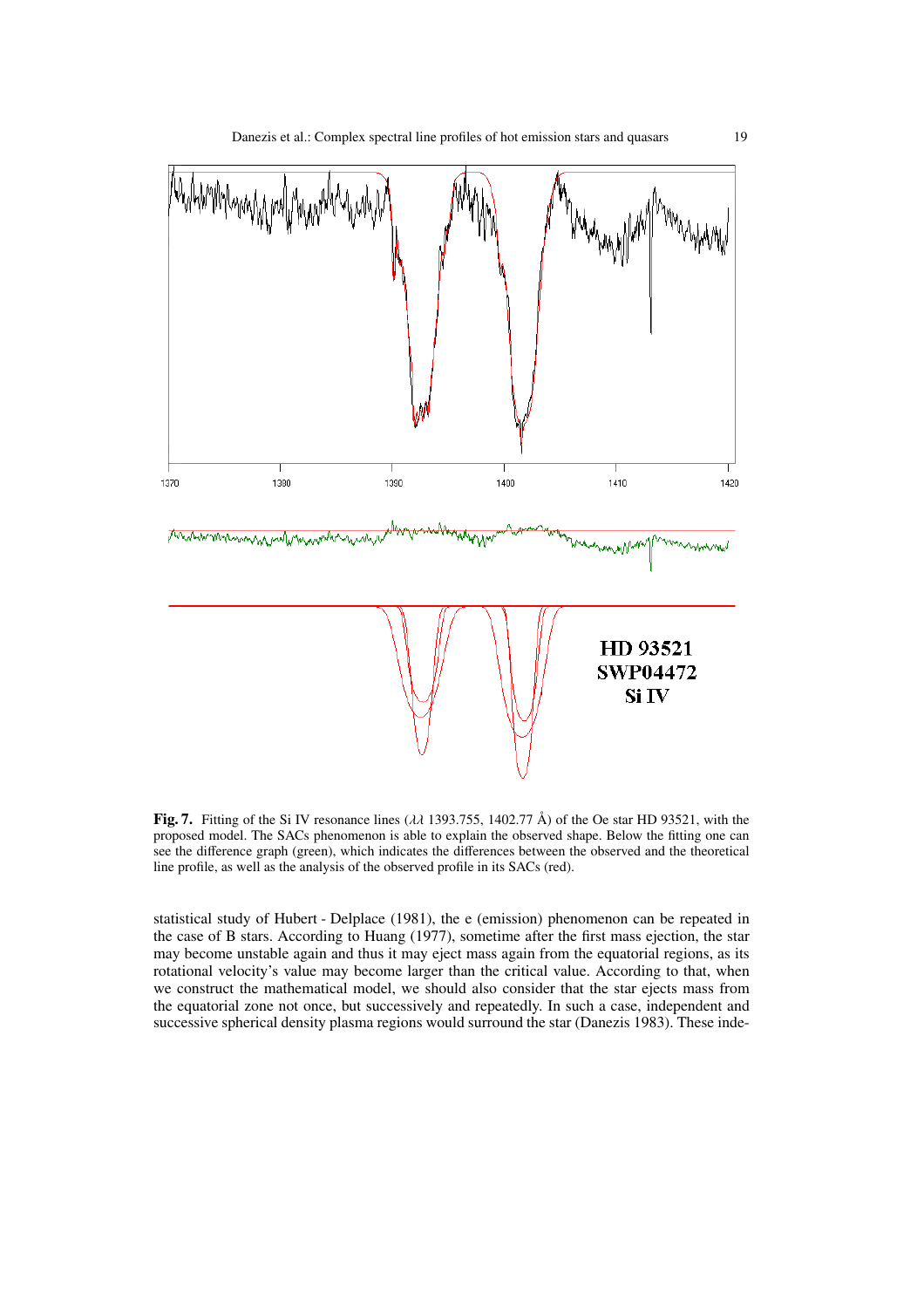**Fig. 7.** Fitting of the Si IV resonance lines ($\lambda\lambda$ 1393.755, 1402.77 Å) of the Oe star HD 93521, with the proposed model. The SACs phenomenon is able to explain the observed shape. Below the fitting one can see the difference graph (green), which indicates the differences between the observed and the theoretical line profile, as well as the analysis of the observed profile in its SACs (red).

statistical study of Hubert - Delplace (1981), the e (emission) phenomenon can be repeated in the case of B stars. According to Huang (1977), sometime after the first mass ejection, the star may become unstable again and thus it may eject mass again from the equatorial regions, as its rotational velocity's value may become larger than the critical value. According to that, when we construct the mathematical model, we should also consider that the star ejects mass from the equatorial zone not once, but successively and repeatedly. In such a case, independent and successive spherical density plasma regions would surround the star (Danezis 1983). These inde-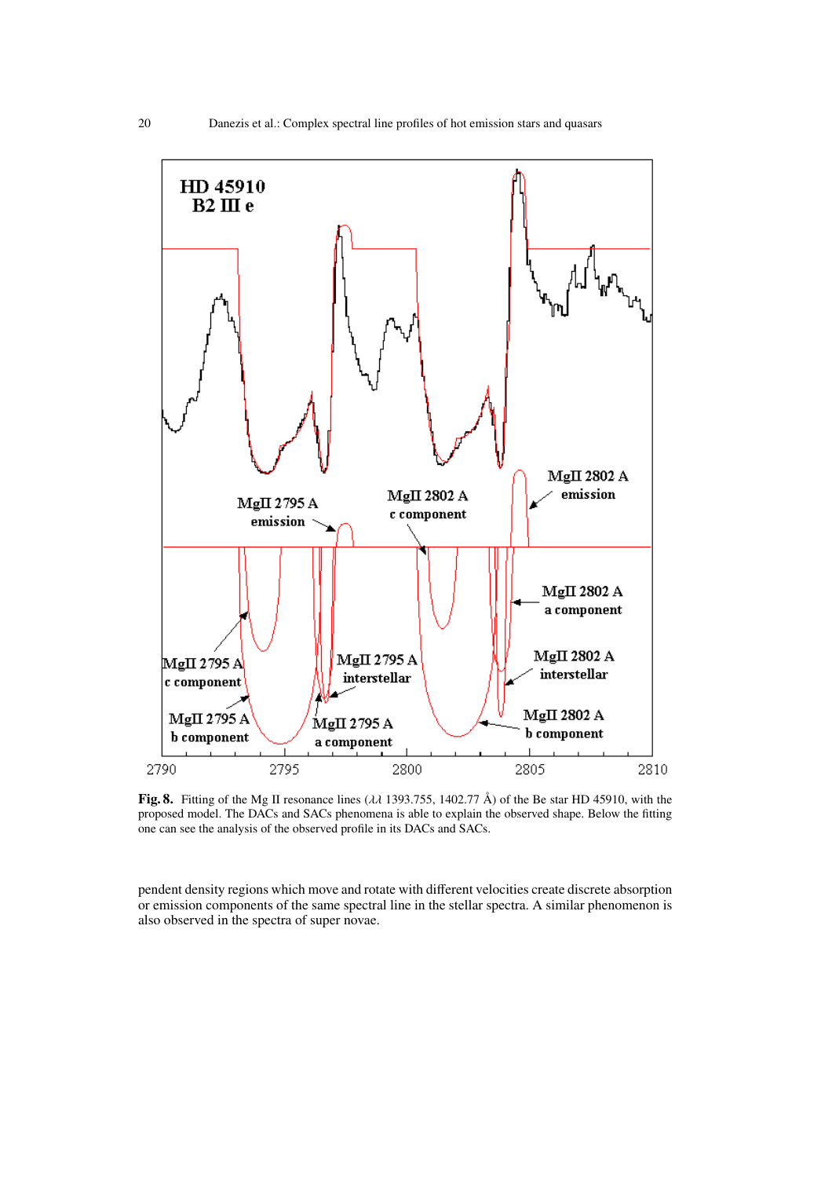**Fig. 8.** Fitting of the Mg II resonance lines ($\lambda\lambda$ 1393.755, 1402.77 Å) of the Be star HD 45910, with the proposed model. The DACs and SACs phenomena is able to explain the observed shape. Below the fitting one can see the analysis of the observed profile in its DACs and SACs.

pendent density regions which move and rotate with different velocities create discrete absorption or emission components of the same spectral line in the stellar spectra. A similar phenomenon is also observed in the spectra of super novae.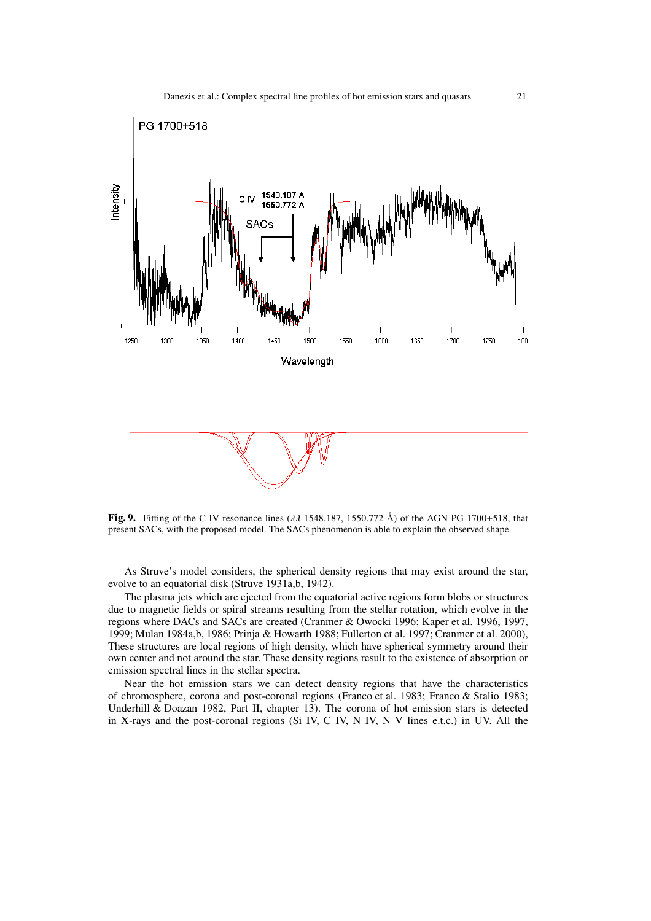**Fig. 9.** Fitting of the C IV resonance lines ($\lambda\lambda$ 1548.187, 1550.772 Å) of the AGN PG 1700+518, that present SACs, with the proposed model. The SACs phenomenon is able to explain the observed shape.

As Struve's model considers, the spherical density regions that may exist around the star, evolve to an equatorial disk (Struve 1931a,b, 1942).

The plasma jets which are ejected from the equatorial active regions form blobs or structures due to magnetic fields or spiral streams resulting from the stellar rotation, which evolve in the regions where DACs and SACs are created (Cranmer & Owocki 1996; Kaper et al. 1996, 1997, 1999; Mulan 1984a,b, 1986; Prinja & Howarth 1988; Fullerton et al. 1997; Cranmer et al. 2000), These structures are local regions of high density, which have spherical symmetry around their own center and not around the star. These density regions result to the existence of absorption or emission spectral lines in the stellar spectra.

Near the hot emission stars we can detect density regions that have the characteristics of chromosphere, corona and post-coronal regions (Franco et al. 1983; Franco & Stalio 1983; Underhill & Doazan 1982, Part II, chapter 13). The corona of hot emission stars is detected in X-rays and the post-coronal regions (Si IV, C IV, N IV, N V lines e.t.c.) in UV. All the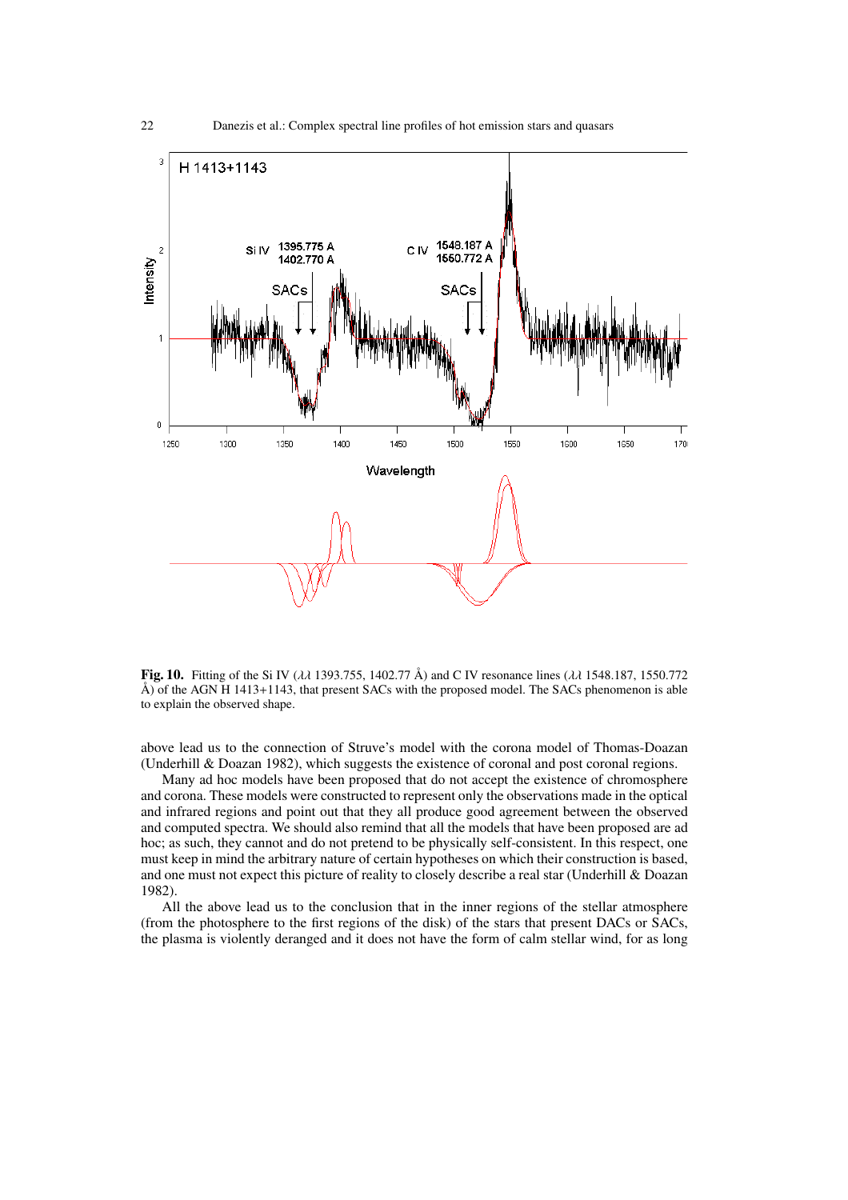**Fig. 10.** Fitting of the Si IV ($\lambda\lambda$ 1393.755, 1402.77 Å) and C IV resonance lines ($\lambda\lambda$ 1548.187, 1550.772 Å) of the AGN H 1413+1143, that present SACs with the proposed model. The SACs phenomenon is able to explain the observed shape.

above lead us to the connection of Struve's model with the corona model of Thomas-Doazan (Underhill & Doazan 1982), which suggests the existence of coronal and post coronal regions.

Many ad hoc models have been proposed that do not accept the existence of chromosphere and corona. These models were constructed to represent only the observations made in the optical and infrared regions and point out that they all produce good agreement between the observed and computed spectra. We should also remind that all the models that have been proposed are ad hoc; as such, they cannot and do not pretend to be physically self-consistent. In this respect, one must keep in mind the arbitrary nature of certain hypotheses on which their construction is based, and one must not expect this picture of reality to closely describe a real star (Underhill & Doazan 1982).

All the above lead us to the conclusion that in the inner regions of the stellar atmosphere (from the photosphere to the first regions of the disk) of the stars that present DACs or SACs, the plasma is violently deranged and it does not have the form of calm stellar wind, for as long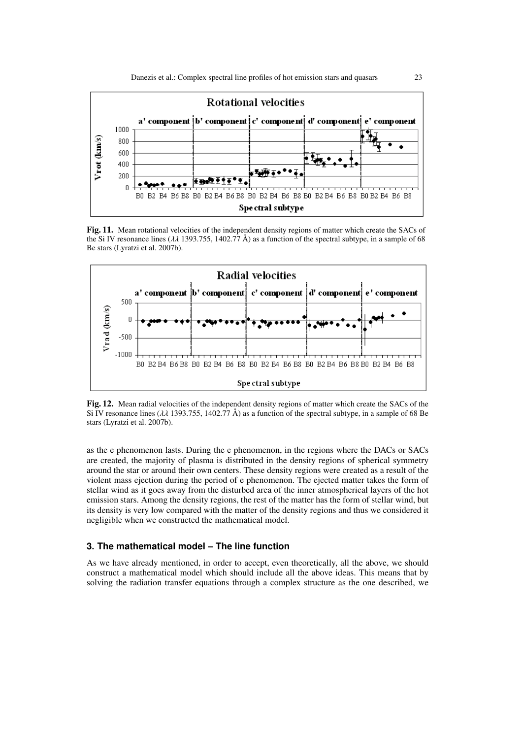**Fig. 11.** Mean rotational velocities of the independent density regions of matter which create the SACs of the Si IV resonance lines ($\lambda\lambda$ 1393.755, 1402.77 Å) as a function of the spectral subtype, in a sample of 68 Be stars (Lyratzi et al. 2007b).

**Fig. 12.** Mean radial velocities of the independent density regions of matter which create the SACs of the Si IV resonance lines ($\lambda\lambda$ 1393.755, 1402.77 Å) as a function of the spectral subtype, in a sample of 68 Be stars (Lyratzi et al. 2007b).

as the e phenomenon lasts. During the e phenomenon, in the regions where the DACs or SACs are created, the majority of plasma is distributed in the density regions of spherical symmetry around the star or around their own centers. These density regions were created as a result of the violent mass ejection during the period of e phenomenon. The ejected matter takes the form of stellar wind as it goes away from the disturbed area of the inner atmospherical layers of the hot emission stars. Among the density regions, the rest of the matter has the form of stellar wind, but its density is very low compared with the matter of the density regions and thus we considered it negligible when we constructed the mathematical model.

## 3. The mathematical model – The line function

As we have already mentioned, in order to accept, even theoretically, all the above, we should construct a mathematical model which should include all the above ideas. This means that by solving the radiation transfer equations through a complex structure as the one described, we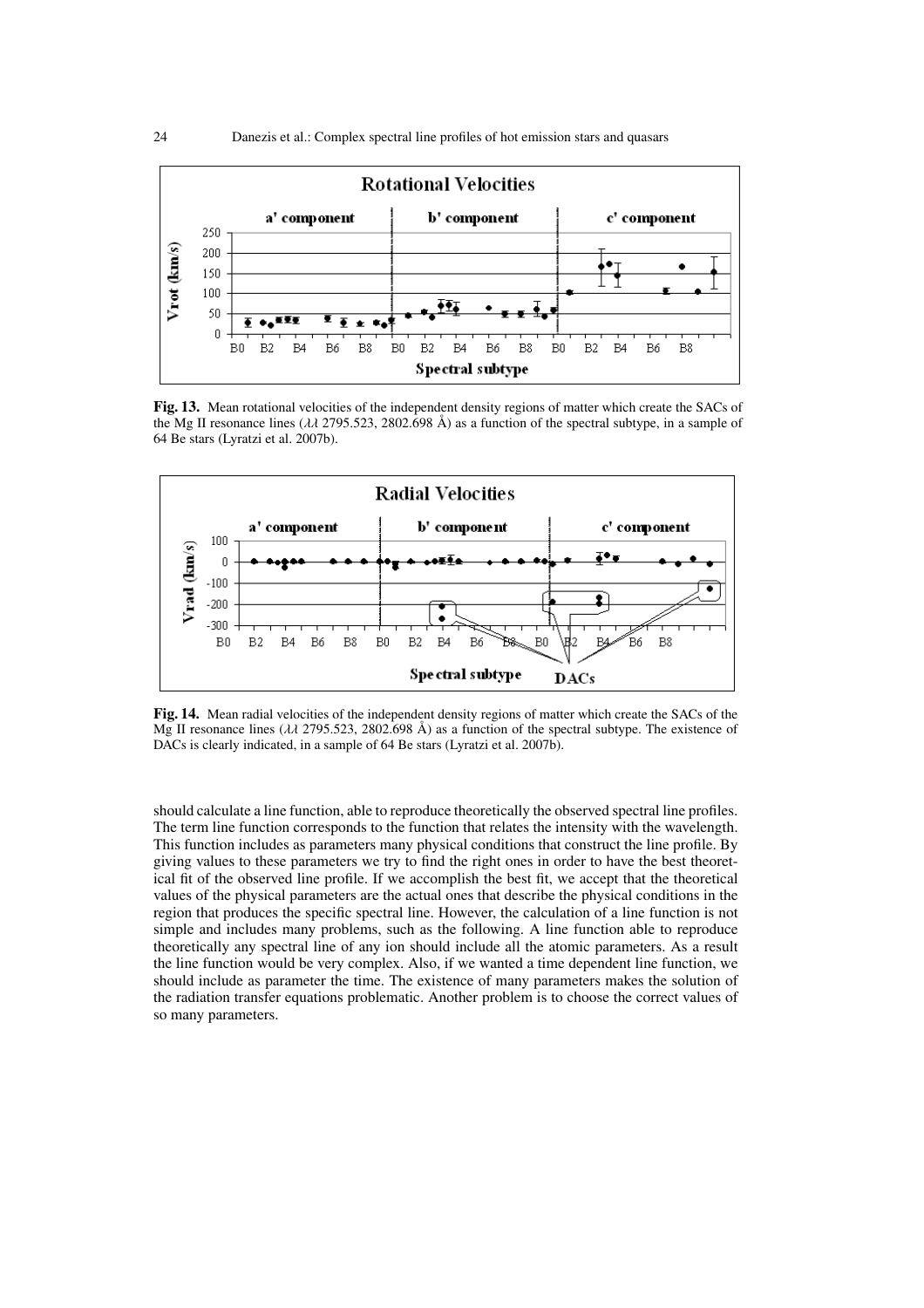**Fig. 13.** Mean rotational velocities of the independent density regions of matter which create the SACs of the Mg II resonance lines ($\lambda\lambda$ 2795.523, 2802.698 Å) as a function of the spectral subtype, in a sample of 64 Be stars (Lyratzi et al. 2007b).

**Fig. 14.** Mean radial velocities of the independent density regions of matter which create the SACs of the Mg II resonance lines ($\lambda\lambda$ 2795.523, 2802.698 Å) as a function of the spectral subtype. The existence of DACs is clearly indicated, in a sample of 64 Be stars (Lyratzi et al. 2007b).

should calculate a line function, able to reproduce theoretically the observed spectral line profiles. The term line function corresponds to the function that relates the intensity with the wavelength. This function includes as parameters many physical conditions that construct the line profile. By giving values to these parameters we try to find the right ones in order to have the best theoretical fit of the observed line profile. If we accomplish the best fit, we accept that the theoretical values of the physical parameters are the actual ones that describe the physical conditions in the region that produces the specific spectral line. However, the calculation of a line function is not simple and includes many problems, such as the following. A line function able to reproduce theoretically any spectral line of any ion should include all the atomic parameters. As a result the line function would be very complex. Also, if we wanted a time dependent line function, we should include as parameter the time. The existence of many parameters makes the solution of the radiation transfer equations problematic. Another problem is to choose the correct values of so many parameters.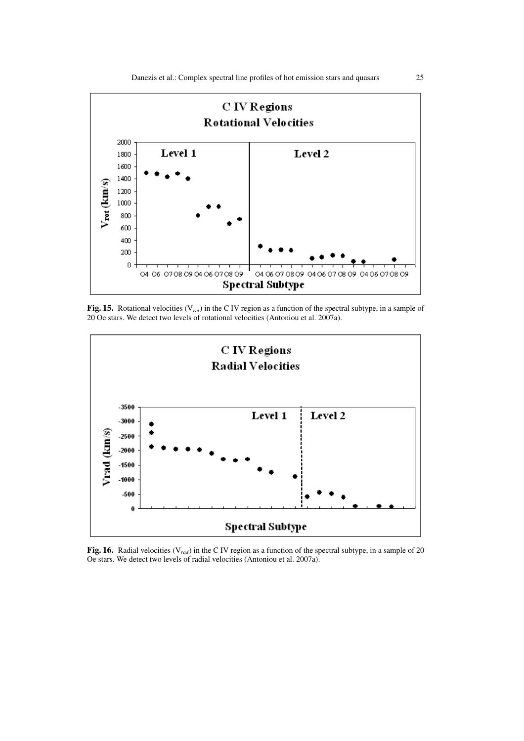**Fig. 15.** Rotational velocities ($V_{rot}$) in the C IV region as a function of the spectral subtype, in a sample of 20 Oe stars. We detect two levels of rotational velocities (Antoniou et al. 2007a).

**Fig. 16.** Radial velocities ($V_{rad}$) in the C IV region as a function of the spectral subtype, in a sample of 20 Oe stars. We detect two levels of radial velocities (Antoniou et al. 2007a).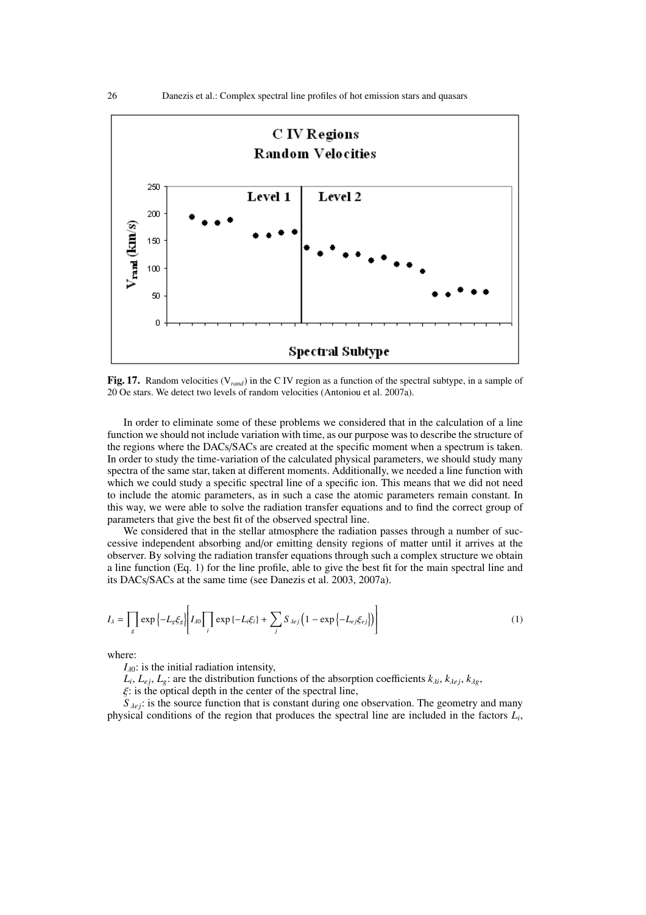**Fig. 17.** Random velocities ($V_{rand}$) in the C IV region as a function of the spectral subtype, in a sample of 20 Oe stars. We detect two levels of random velocities (Antoniou et al. 2007a).

In order to eliminate some of these problems we considered that in the calculation of a line function we should not include variation with time, as our purpose was to describe the structure of the regions where the DACs/SACs are created at the specific moment when a spectrum is taken. In order to study the time-variation of the calculated physical parameters, we should study many spectra of the same star, taken at different moments. Additionally, we needed a line function with which we could study a specific spectral line of a specific ion. This means that we did not need to include the atomic parameters, as in such a case the atomic parameters remain constant. In this way, we were able to solve the radiation transfer equations and to find the correct group of parameters that give the best fit of the observed spectral line.

We considered that in the stellar atmosphere the radiation passes through a number of successive independent absorbing and/or emitting density regions of matter until it arrives at the observer. By solving the radiation transfer equations through such a complex structure we obtain a line function (Eq. 1) for the line profile, able to give the best fit for the main spectral line and its DACs/SACs at the same time (see Danezis et al. 2003, 2007a).

$$I_\lambda = \prod_g \exp\left\{-L_g \xi_g\right\} \left[ I_{\lambda 0} \prod_i \exp\left\{-L_i \xi_i\right\} + \sum_j S_{\lambda e j} \left(1 - \exp\left\{-L_{ej} \xi_{ej}\right\}\right) \right] \tag{1}$$

where:

$I_{\lambda 0}$: is the initial radiation intensity,

$L_i$, $L_{ej}$, $L_g$: are the distribution functions of the absorption coefficients $k_{\lambda i}$, $k_{\lambda e j}$, $k_{\lambda g}$,

$\xi$: is the optical depth in the center of the spectral line,

$S_{\lambda e j}$: is the source function that is constant during one observation. The geometry and many physical conditions of the region that produces the spectral line are included in the factors $L_i$,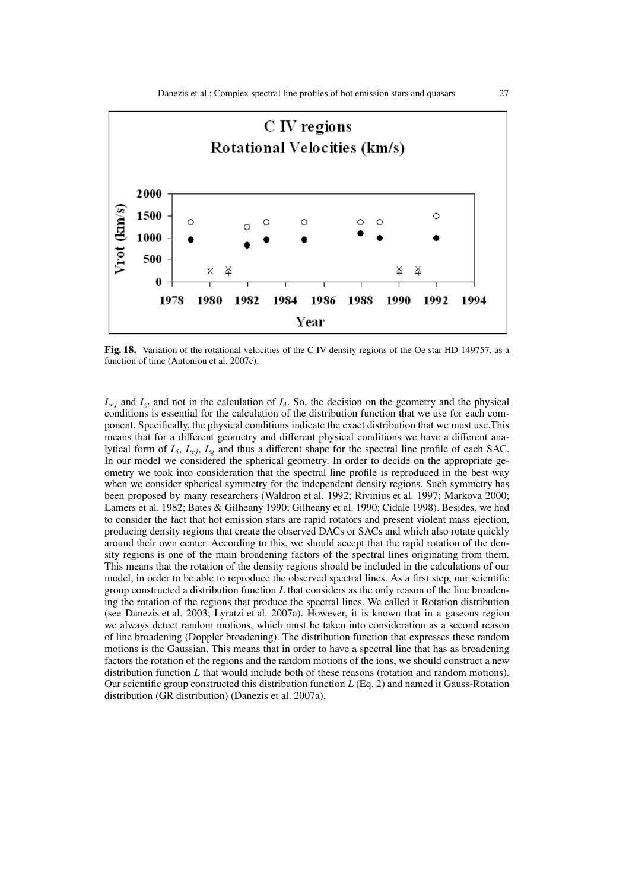**Fig. 18.** Variation of the rotational velocities of the C IV density regions of the Oe star HD 149757, as a function of time (Antoniou et al. 2007c).

$L_{ej}$ and $L_g$ and not in the calculation of $I_\lambda$. So, the decision on the geometry and the physical conditions is essential for the calculation of the distribution function that we use for each component. Specifically, the physical conditions indicate the exact distribution that we must use.This means that for a different geometry and different physical conditions we have a different analytical form of $L_i$, $L_{ej}$, $L_g$ and thus a different shape for the spectral line profile of each SAC. In our model we considered the spherical geometry. In order to decide on the appropriate geometry we took into consideration that the spectral line profile is reproduced in the best way when we consider spherical symmetry for the independent density regions. Such symmetry has been proposed by many researchers (Waldron et al. 1992; Rivinius et al. 1997; Markova 2000; Lamers et al. 1982; Bates & Gilheany 1990; Gilheany et al. 1990; Cidale 1998). Besides, we had to consider the fact that hot emission stars are rapid rotators and present violent mass ejection, producing density regions that create the observed DACs or SACs and which also rotate quickly around their own center. According to this, we should accept that the rapid rotation of the density regions is one of the main broadening factors of the spectral lines originating from them. This means that the rotation of the density regions should be included in the calculations of our model, in order to be able to reproduce the observed spectral lines. As a first step, our scientific group constructed a distribution function $L$ that considers as the only reason of the line broadening the rotation of the regions that produce the spectral lines. We called it Rotation distribution (see Danezis et al. 2003; Lyratzi et al. 2007a). However, it is known that in a gaseous region we always detect random motions, which must be taken into consideration as a second reason of line broadening (Doppler broadening). The distribution function that expresses these random motions is the Gaussian. This means that in order to have a spectral line that has as broadening factors the rotation of the regions and the random motions of the ions, we should construct a new distribution function $L$ that would include both of these reasons (rotation and random motions). Our scientific group constructed this distribution function $L$ (Eq. 2) and named it Gauss-Rotation distribution (GR distribution) (Danezis et al. 2007a).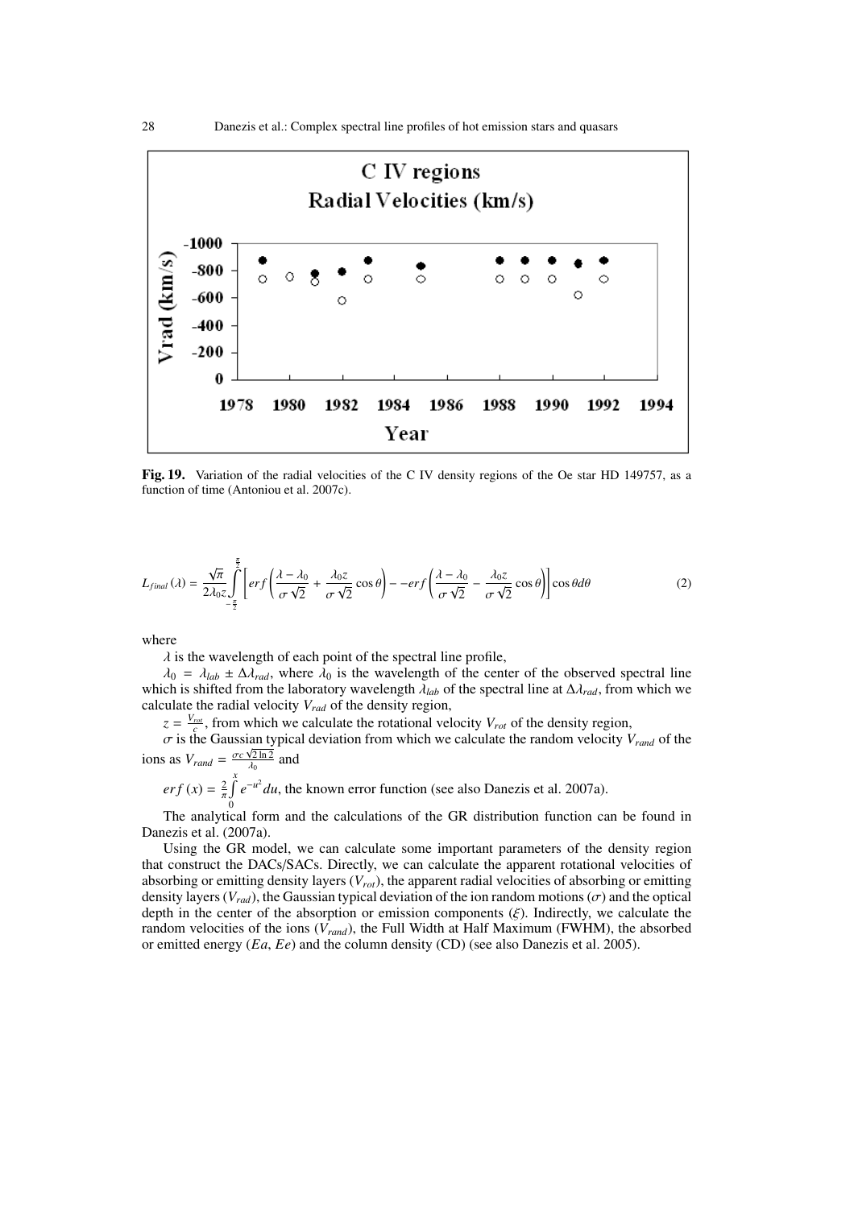**Fig. 19.** Variation of the radial velocities of the C IV density regions of the Oe star HD 149757, as a function of time (Antoniou et al. 2007c).

$$L_{final}(\lambda) = \frac{\sqrt{\pi}}{2\lambda_0 z} \int_{-\frac{\pi}{2}}^{\frac{\pi}{2}} \left[ erf\left( \frac{\lambda - \lambda_0}{\sigma\sqrt{2}} + \frac{\lambda_0 z}{\sigma\sqrt{2}} \cos\theta \right) - -erf\left( \frac{\lambda - \lambda_0}{\sigma\sqrt{2}} - \frac{\lambda_0 z}{\sigma\sqrt{2}} \cos\theta \right) \right] \cos\theta d\theta \tag{2}$$

where

$\lambda$ is the wavelength of each point of the spectral line profile,

$\lambda_0 = \lambda_{lab} \pm \Delta\lambda_{rad}$, where $\lambda_0$ is the wavelength of the center of the observed spectral line which is shifted from the laboratory wavelength $\lambda_{lab}$ of the spectral line at $\Delta\lambda_{rad}$, from which we calculate the radial velocity $V_{rad}$ of the density region,

$z = \frac{V_{rot}}{c}$, from which we calculate the rotational velocity $V_{rot}$ of the density region,

$\sigma$ is the Gaussian typical deviation from which we calculate the random velocity $V_{rand}$ of the ions as $V_{rand} = \frac{\sigma c \sqrt{2 \ln 2}}{\lambda_0}$ and

$erf(x) = \frac{2}{\pi} \int_0^x e^{-u^2} du$, the known error function (see also Danezis et al. 2007a).

The analytical form and the calculations of the GR distribution function can be found in Danezis et al. (2007a).

Using the GR model, we can calculate some important parameters of the density region that construct the DACs/SACs. Directly, we can calculate the apparent rotational velocities of absorbing or emitting density layers ($V_{rot}$), the apparent radial velocities of absorbing or emitting density layers ($V_{rad}$), the Gaussian typical deviation of the ion random motions ($\sigma$) and the optical depth in the center of the absorption or emission components ($\xi$). Indirectly, we calculate the random velocities of the ions ($V_{rand}$), the Full Width at Half Maximum (FWHM), the absorbed or emitted energy ($Ea$, $Ee$) and the column density (CD) (see also Danezis et al. 2005).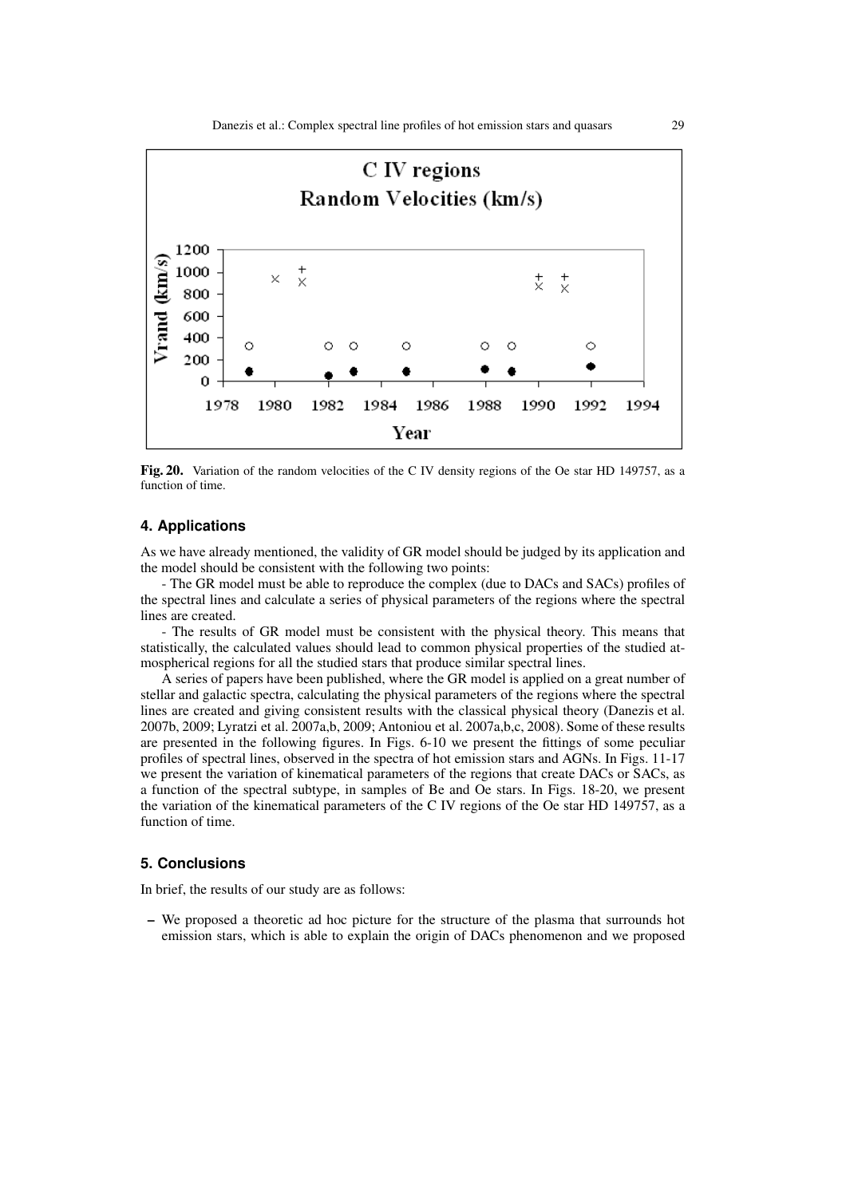**Fig. 20.** Variation of the random velocities of the C IV density regions of the Oe star HD 149757, as a function of time.

## 4. Applications

As we have already mentioned, the validity of GR model should be judged by its application and the model should be consistent with the following two points:

- The GR model must be able to reproduce the complex (due to DACs and SACs) profiles of the spectral lines and calculate a series of physical parameters of the regions where the spectral lines are created.

- The results of GR model must be consistent with the physical theory. This means that statistically, the calculated values should lead to common physical properties of the studied atmospherical regions for all the studied stars that produce similar spectral lines.

A series of papers have been published, where the GR model is applied on a great number of stellar and galactic spectra, calculating the physical parameters of the regions where the spectral lines are created and giving consistent results with the classical physical theory (Danezis et al. 2007b, 2009; Lyratzi et al. 2007a,b, 2009; Antoniou et al. 2007a,b,c, 2008). Some of these results are presented in the following figures. In Figs. 6-10 we present the fittings of some peculiar profiles of spectral lines, observed in the spectra of hot emission stars and AGNs. In Figs. 11-17 we present the variation of kinematical parameters of the regions that create DACs or SACs, as a function of the spectral subtype, in samples of Be and Oe stars. In Figs. 18-20, we present the variation of the kinematical parameters of the C IV regions of the Oe star HD 149757, as a function of time.

## 5. Conclusions

In brief, the results of our study are as follows:

– We proposed a theoretic ad hoc picture for the structure of the plasma that surrounds hot emission stars, which is able to explain the origin of DACs phenomenon and we proposed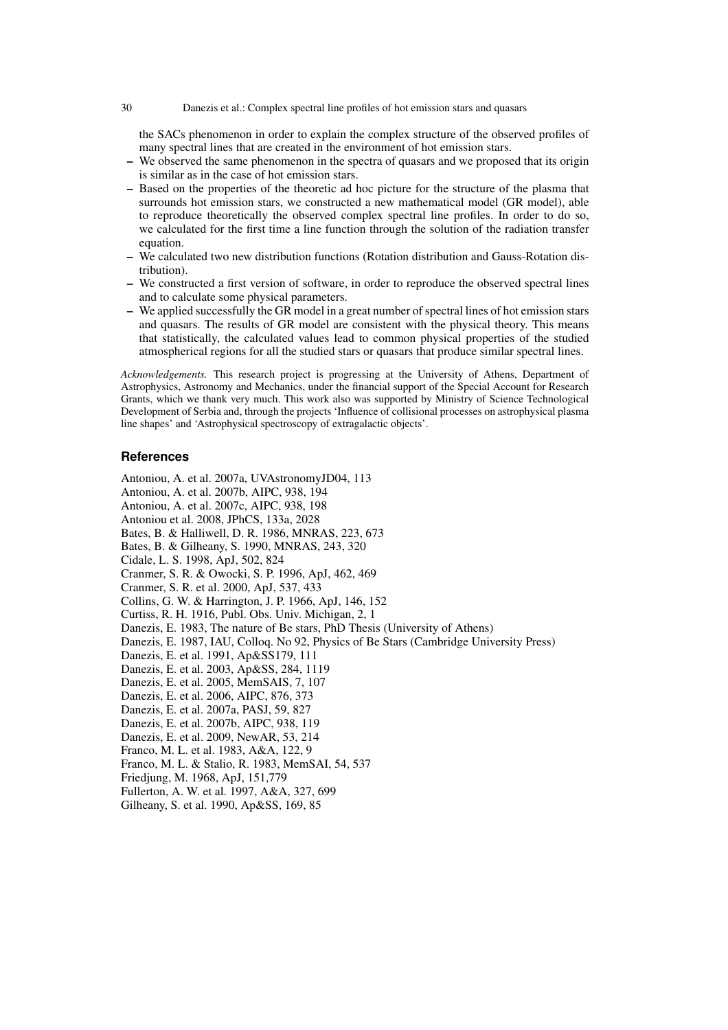the SACs phenomenon in order to explain the complex structure of the observed profiles of many spectral lines that are created in the environment of hot emission stars.

- We observed the same phenomenon in the spectra of quasars and we proposed that its origin is similar as in the case of hot emission stars.
- Based on the properties of the theoretic ad hoc picture for the structure of the plasma that surrounds hot emission stars, we constructed a new mathematical model (GR model), able to reproduce theoretically the observed complex spectral line profiles. In order to do so, we calculated for the first time a line function through the solution of the radiation transfer equation.
- We calculated two new distribution functions (Rotation distribution and Gauss-Rotation distribution).
- We constructed a first version of software, in order to reproduce the observed spectral lines and to calculate some physical parameters.
- We applied successfully the GR model in a great number of spectral lines of hot emission stars and quasars. The results of GR model are consistent with the physical theory. This means that statistically, the calculated values lead to common physical properties of the studied atmospherical regions for all the studied stars or quasars that produce similar spectral lines.

*Acknowledgements.* This research project is progressing at the University of Athens, Department of Astrophysics, Astronomy and Mechanics, under the financial support of the Special Account for Research Grants, which we thank very much. This work also was supported by Ministry of Science Technological Development of Serbia and, through the projects 'Influence of collisional processes on astrophysical plasma line shapes' and 'Astrophysical spectroscopy of extragalactic objects'.

## References

Antoniou, A. et al. 2007a, UVAstronomyJD04, 113
Antoniou, A. et al. 2007b, AIPC, 938, 194
Antoniou, A. et al. 2007c, AIPC, 938, 198
Antoniou et al. 2008, JPhCS, 133a, 2028
Bates, B. & Halliwell, D. R. 1986, MNRAS, 223, 673
Bates, B. & Gilheany, S. 1990, MNRAS, 243, 320
Cidale, L. S. 1998, ApJ, 502, 824
Cranmer, S. R. & Owocki, S. P. 1996, ApJ, 462, 469
Cranmer, S. R. et al. 2000, ApJ, 537, 433
Collins, G. W. & Harrington, J. P. 1966, ApJ, 146, 152
Curtiss, R. H. 1916, Publ. Obs. Univ. Michigan, 2, 1
Danezis, E. 1983, The nature of Be stars, PhD Thesis (University of Athens)
Danezis, E. 1987, IAU, Colloq. No 92, Physics of Be Stars (Cambridge University Press)
Danezis, E. et al. 1991, Ap&SS179, 111
Danezis, E. et al. 2003, Ap&SS, 284, 1119
Danezis, E. et al. 2005, MemSAIS, 7, 107
Danezis, E. et al. 2006, AIPC, 876, 373
Danezis, E. et al. 2007a, PASJ, 59, 827
Danezis, E. et al. 2007b, AIPC, 938, 119
Danezis, E. et al. 2009, NewAR, 53, 214
Franco, M. L. et al. 1983, A&A, 122, 9
Franco, M. L. & Stalio, R. 1983, MemSAI, 54, 537
Friedjung, M. 1968, ApJ, 151,779
Fullerton, A. W. et al. 1997, A&A, 327, 699
Gilheany, S. et al. 1990, Ap&SS, 169, 85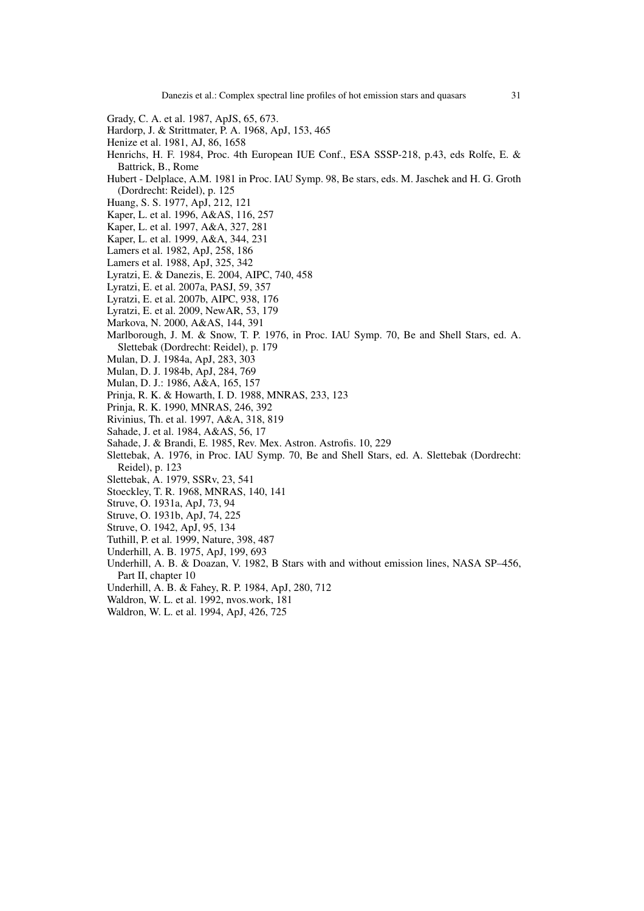Grady, C. A. et al. 1987, ApJS, 65, 673.
Hardorp, J. & Strittmater, P. A. 1968, ApJ, 153, 465
Henize et al. 1981, AJ, 86, 1658
Henrichs, H. F. 1984, Proc. 4th European IUE Conf., ESA SSSP-218, p.43, eds Rolfe, E. & Battrick, B., Rome
Hubert - Delplace, A.M. 1981 in Proc. IAU Symp. 98, Be stars, eds. M. Jaschek and H. G. Groth (Dordrecht: Reidel), p. 125
Huang, S. S. 1977, ApJ, 212, 121
Kaper, L. et al. 1996, A&AS, 116, 257
Kaper, L. et al. 1997, A&A, 327, 281
Kaper, L. et al. 1999, A&A, 344, 231
Lamers et al. 1982, ApJ, 258, 186
Lamers et al. 1988, ApJ, 325, 342
Lyratzi, E. & Danezis, E. 2004, AIPC, 740, 458
Lyratzi, E. et al. 2007a, PASJ, 59, 357
Lyratzi, E. et al. 2007b, AIPC, 938, 176
Lyratzi, E. et al. 2009, NewAR, 53, 179
Markova, N. 2000, A&AS, 144, 391
Marlborough, J. M. & Snow, T. P. 1976, in Proc. IAU Symp. 70, Be and Shell Stars, ed. A. Slettebak (Dordrecht: Reidel), p. 179
Mulan, D. J. 1984a, ApJ, 283, 303
Mulan, D. J. 1984b, ApJ, 284, 769
Mulan, D. J.: 1986, A&A, 165, 157
Prinja, R. K. & Howarth, I. D. 1988, MNRAS, 233, 123
Prinja, R. K. 1990, MNRAS, 246, 392
Rivinius, Th. et al. 1997, A&A, 318, 819
Sahade, J. et al. 1984, A&AS, 56, 17
Sahade, J. & Brandi, E. 1985, Rev. Mex. Astron. Astrofis. 10, 229
Slettebak, A. 1976, in Proc. IAU Symp. 70, Be and Shell Stars, ed. A. Slettebak (Dordrecht: Reidel), p. 123
Slettebak, A. 1979, SSRv, 23, 541
Stoeckley, T. R. 1968, MNRAS, 140, 141
Struve, O. 1931a, ApJ, 73, 94
Struve, O. 1931b, ApJ, 74, 225
Struve, O. 1942, ApJ, 95, 134
Tuthill, P. et al. 1999, Nature, 398, 487
Underhill, A. B. 1975, ApJ, 199, 693
Underhill, A. B. & Doazan, V. 1982, B Stars with and without emission lines, NASA SP–456, Part II, chapter 10
Underhill, A. B. & Fahey, R. P. 1984, ApJ, 280, 712
Waldron, W. L. et al. 1992, nvos.work, 181
Waldron, W. L. et al. 1994, ApJ, 426, 725